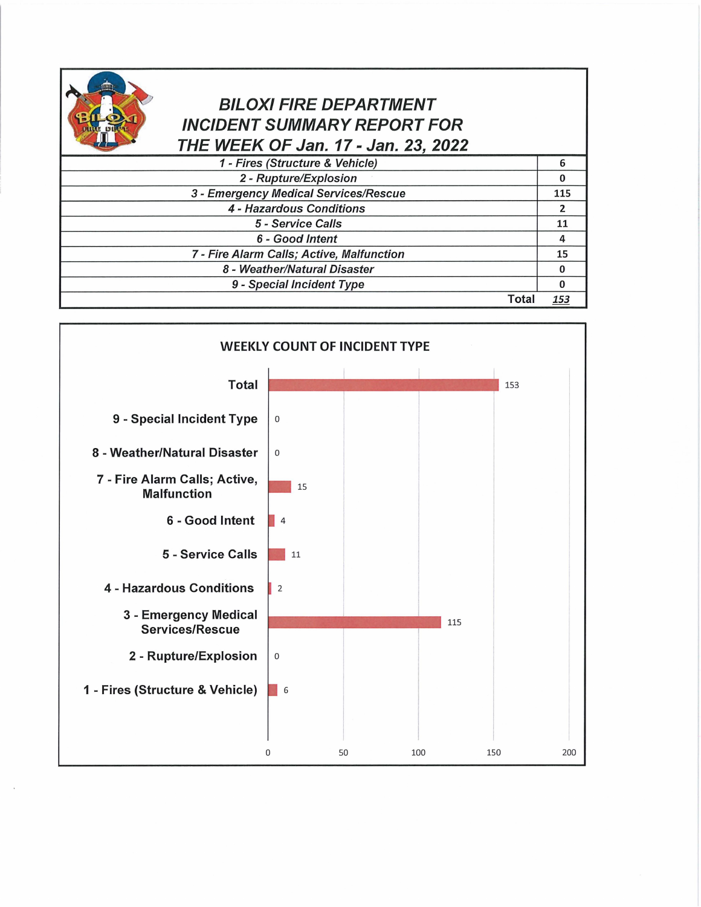# *BILOXI FIRE DEPARTMENT INCIDENT SUMMARY REPORT FOR THE WEEK OF Jan. 17 - Jan. 23, 2022*

| Incident Type | Count |
|---|---|
| *1 - Fires (Structure & Vehicle)* | 6 |
| *2 - Rupture/Explosion* | 0 |
| *3 - Emergency Medical Services/Rescue* | 115 |
| *4 - Hazardous Conditions* | 2 |
| *5 - Service Calls* | 11 |
| *6 - Good Intent* | 4 |
| *7 - Fire Alarm Calls; Active, Malfunction* | 15 |
| *8 - Weather/Natural Disaster* | 0 |
| *9 - Special Incident Type* | 0 |
| **Total** | ***153*** |

## WEEKLY COUNT OF INCIDENT TYPE

| Incident Type | Count |
|---|---|
| Total | 153 |
| 9 - Special Incident Type | 0 |
| 8 - Weather/Natural Disaster | 0 |
| 7 - Fire Alarm Calls; Active, Malfunction | 15 |
| 6 - Good Intent | 4 |
| 5 - Service Calls | 11 |
| 4 - Hazardous Conditions | 2 |
| 3 - Emergency Medical Services/Rescue | 115 |
| 2 - Rupture/Explosion | 0 |
| 1 - Fires (Structure & Vehicle) | 6 |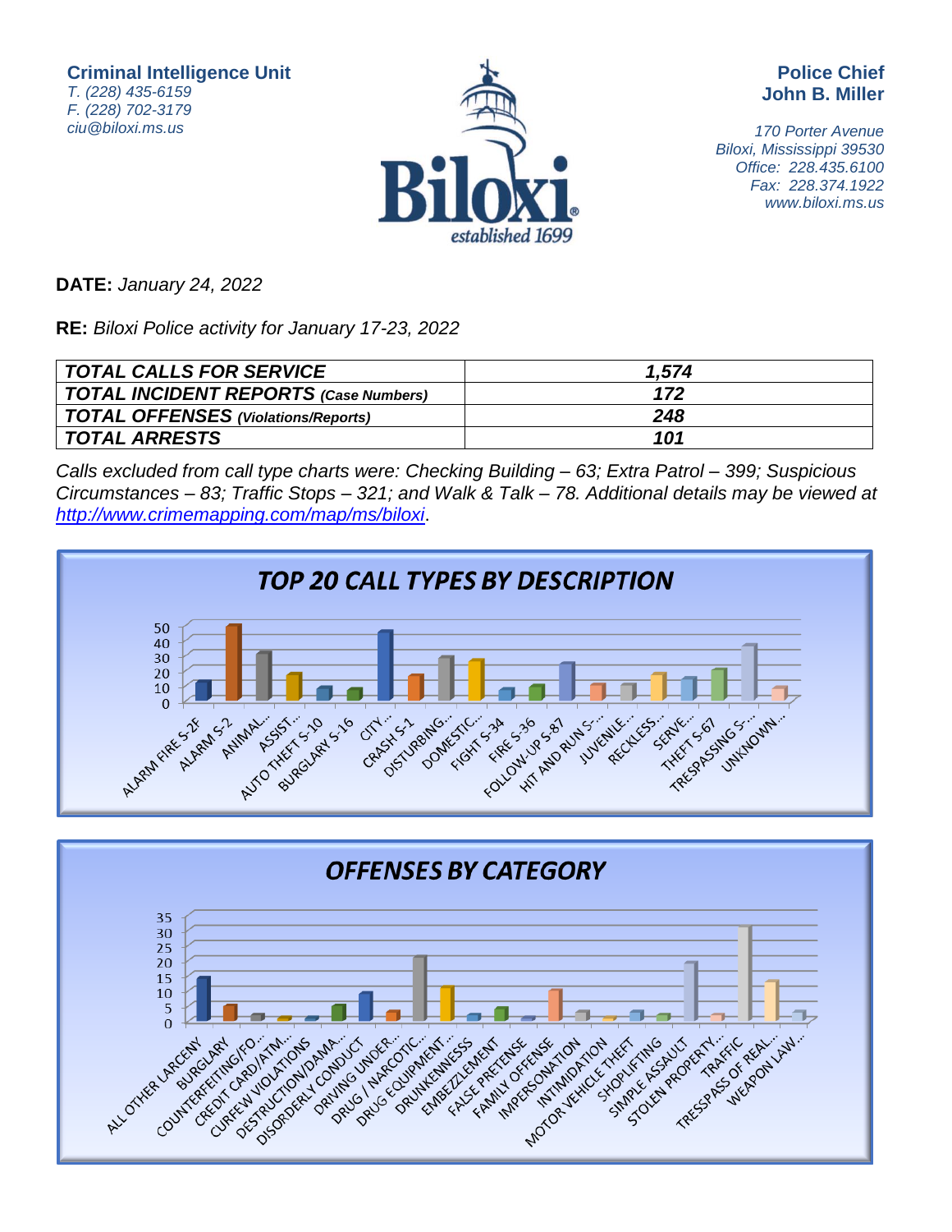**Criminal Intelligence Unit**
*T. (228) 435-6159*
*F. (228) 702-3179*
*ciu@biloxi.ms.us*

**Police Chief**
**John B. Miller**

*170 Porter Avenue*
*Biloxi, Mississippi 39530*
*Office: 228.435.6100*
*Fax: 228.374.1922*
*www.biloxi.ms.us*

Biloxi
established 1699

**DATE:** *January 24, 2022*

**RE:** *Biloxi Police activity for January 17-23, 2022*

| | |
|---|---|
| ***TOTAL CALLS FOR SERVICE*** | ***1,574*** |
| ***TOTAL INCIDENT REPORTS (Case Numbers)*** | ***172*** |
| ***TOTAL OFFENSES (Violations/Reports)*** | ***248*** |
| ***TOTAL ARRESTS*** | ***101*** |

*Calls excluded from call type charts were: Checking Building – 63; Extra Patrol – 399; Suspicious Circumstances – 83; Traffic Stops – 321; and Walk & Talk – 78. Additional details may be viewed at [http://www.crimemapping.com/map/ms/biloxi](http://www.crimemapping.com/map/ms/biloxi).*

## TOP 20 CALL TYPES BY DESCRIPTION

ALARM FIRE S-2F, ALARM S-2, ANIMAL..., ASSIST..., AUTO THEFT S-10, BURGLARY S-16, CITY..., CRASH S-1, DISTURBING..., DOMESTIC..., FIGHT S-34, FIRE S-36, FOLLOW-UP S-87, HIT AND RUN S-..., JUVENILE..., RECKLESS..., SERVE..., THEFT S-67, TRESPASSING S-..., UNKNOWN...

## OFFENSES BY CATEGORY

ALL OTHER LARCENY, BURGLARY, COUNTERFEITING/FO..., CREDIT CARD/ATM..., CURFEW VIOLATIONS, DESTRUCTION/DAMA..., DISORDERLY CONDUCT, DRIVING UNDER..., DRUG / NARCOTIC..., DRUG EQUIPMENT..., DRUNKENNESSS, EMBEZZLEMENT, FALSE PRETENSE, FAMILY OFFENSE, IMPERSONATION, INTIMIDATION, MOTOR VEHICLE THEFT, SHOPLIFTING, SIMPLE ASSAULT, STOLEN PROPERTY..., TRAFFIC, TRESPASS OF REAL..., WEAPON LAW...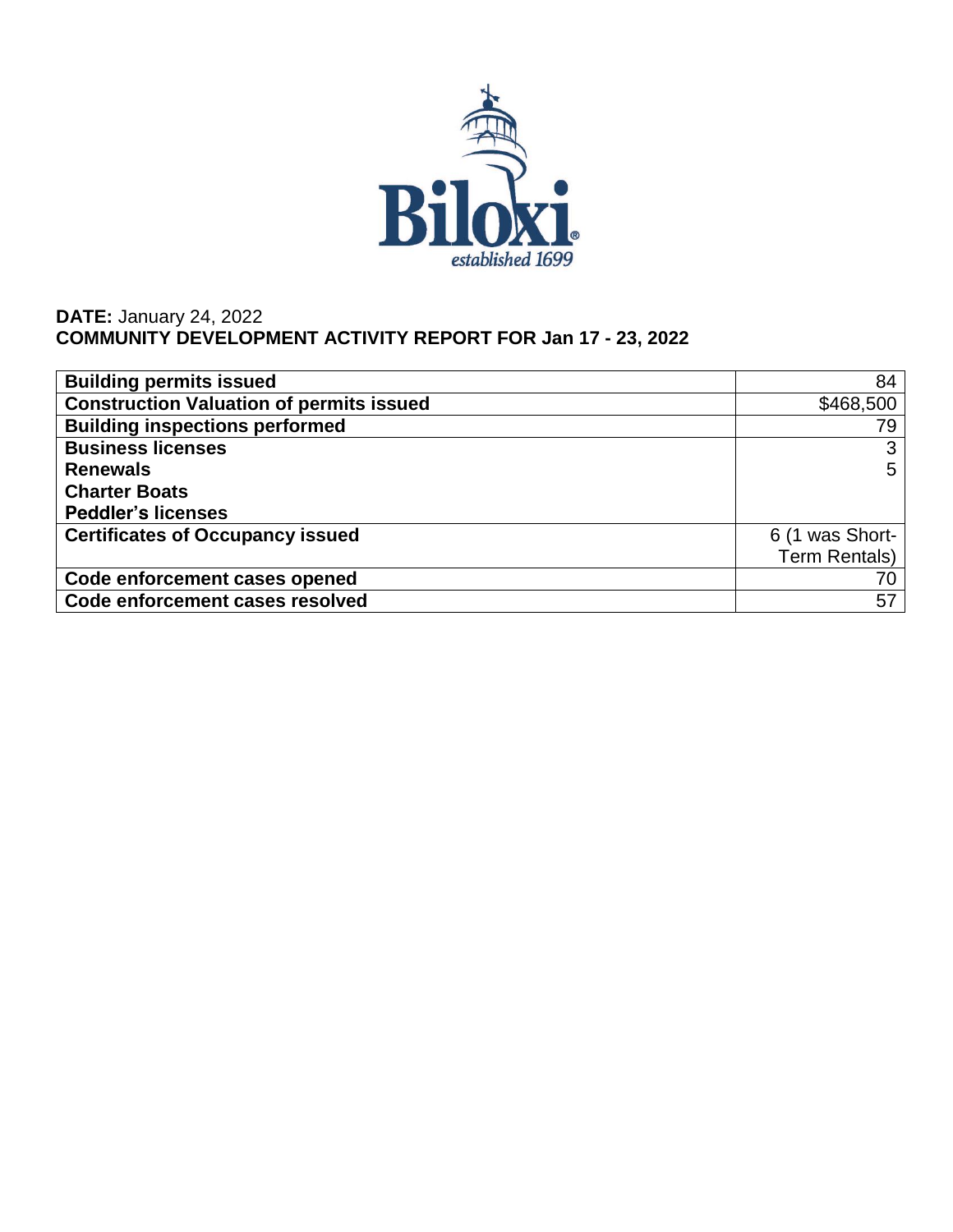**DATE:** January 24, 2022
**COMMUNITY DEVELOPMENT ACTIVITY REPORT FOR Jan 17 - 23, 2022**

| | |
|---|---|
| **Building permits issued** | 84 |
| **Construction Valuation of permits issued** | $468,500 |
| **Building inspections performed** | 79 |
| **Business licenses** | 3 |
| **Renewals** | 5 |
| **Charter Boats** | |
| **Peddler's licenses** | |
| **Certificates of Occupancy issued** | 6 (1 was Short-Term Rentals) |
| **Code enforcement cases opened** | 70 |
| **Code enforcement cases resolved** | 57 |